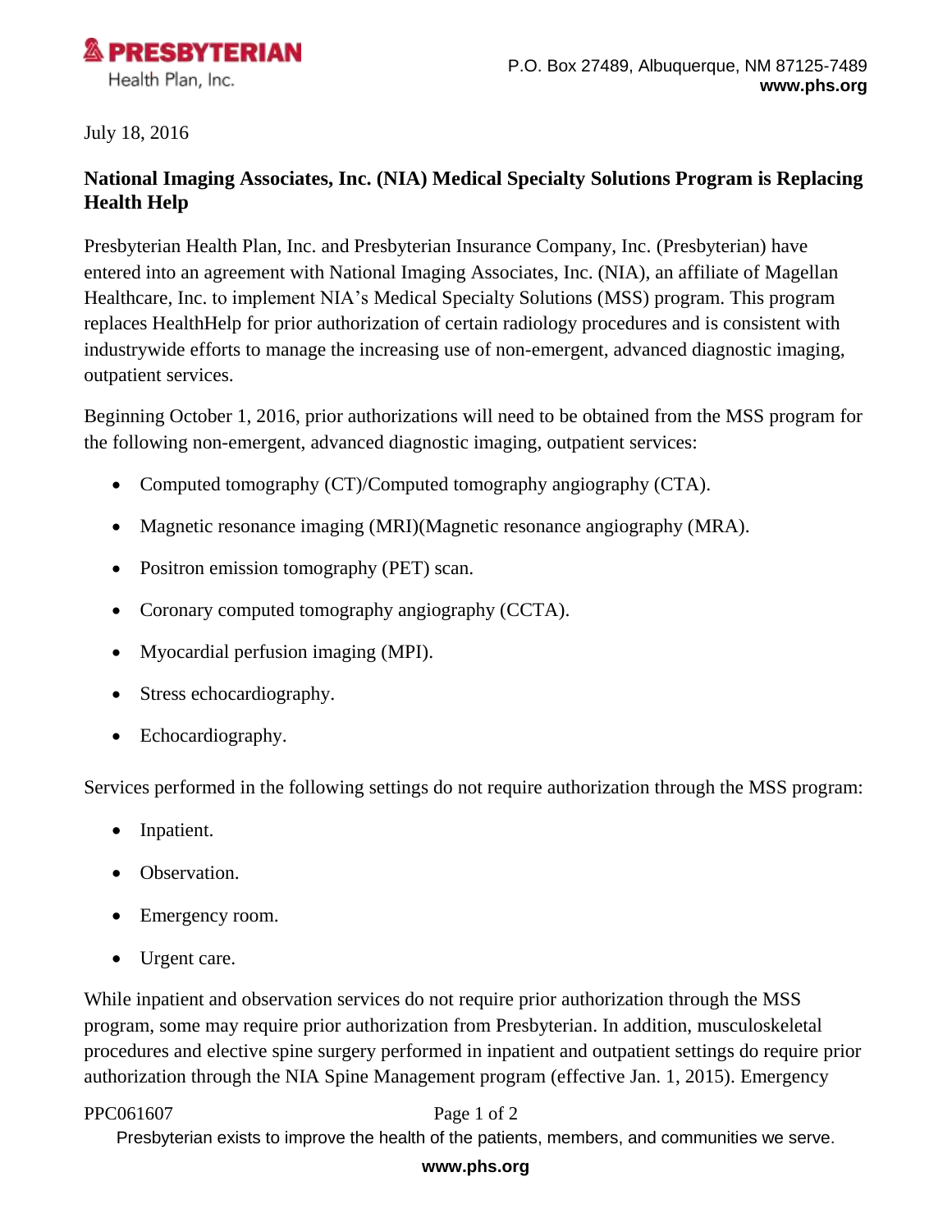**PRESBYTERIAN**
Health Plan, Inc.

P.O. Box 27489, Albuquerque, NM 87125-7489
**www.phs.org**

July 18, 2016

## National Imaging Associates, Inc. (NIA) Medical Specialty Solutions Program is Replacing Health Help

Presbyterian Health Plan, Inc. and Presbyterian Insurance Company, Inc. (Presbyterian) have entered into an agreement with National Imaging Associates, Inc. (NIA), an affiliate of Magellan Healthcare, Inc. to implement NIA's Medical Specialty Solutions (MSS) program. This program replaces HealthHelp for prior authorization of certain radiology procedures and is consistent with industrywide efforts to manage the increasing use of non-emergent, advanced diagnostic imaging, outpatient services.

Beginning October 1, 2016, prior authorizations will need to be obtained from the MSS program for the following non-emergent, advanced diagnostic imaging, outpatient services:

- Computed tomography (CT)/Computed tomography angiography (CTA).
- Magnetic resonance imaging (MRI)(Magnetic resonance angiography (MRA).
- Positron emission tomography (PET) scan.
- Coronary computed tomography angiography (CCTA).
- Myocardial perfusion imaging (MPI).
- Stress echocardiography.
- Echocardiography.

Services performed in the following settings do not require authorization through the MSS program:

- Inpatient.
- Observation.
- Emergency room.
- Urgent care.

While inpatient and observation services do not require prior authorization through the MSS program, some may require prior authorization from Presbyterian. In addition, musculoskeletal procedures and elective spine surgery performed in inpatient and outpatient settings do require prior authorization through the NIA Spine Management program (effective Jan. 1, 2015). Emergency

PPC061607

Presbyterian exists to improve the health of the patients, members, and communities we serve.

**www.phs.org**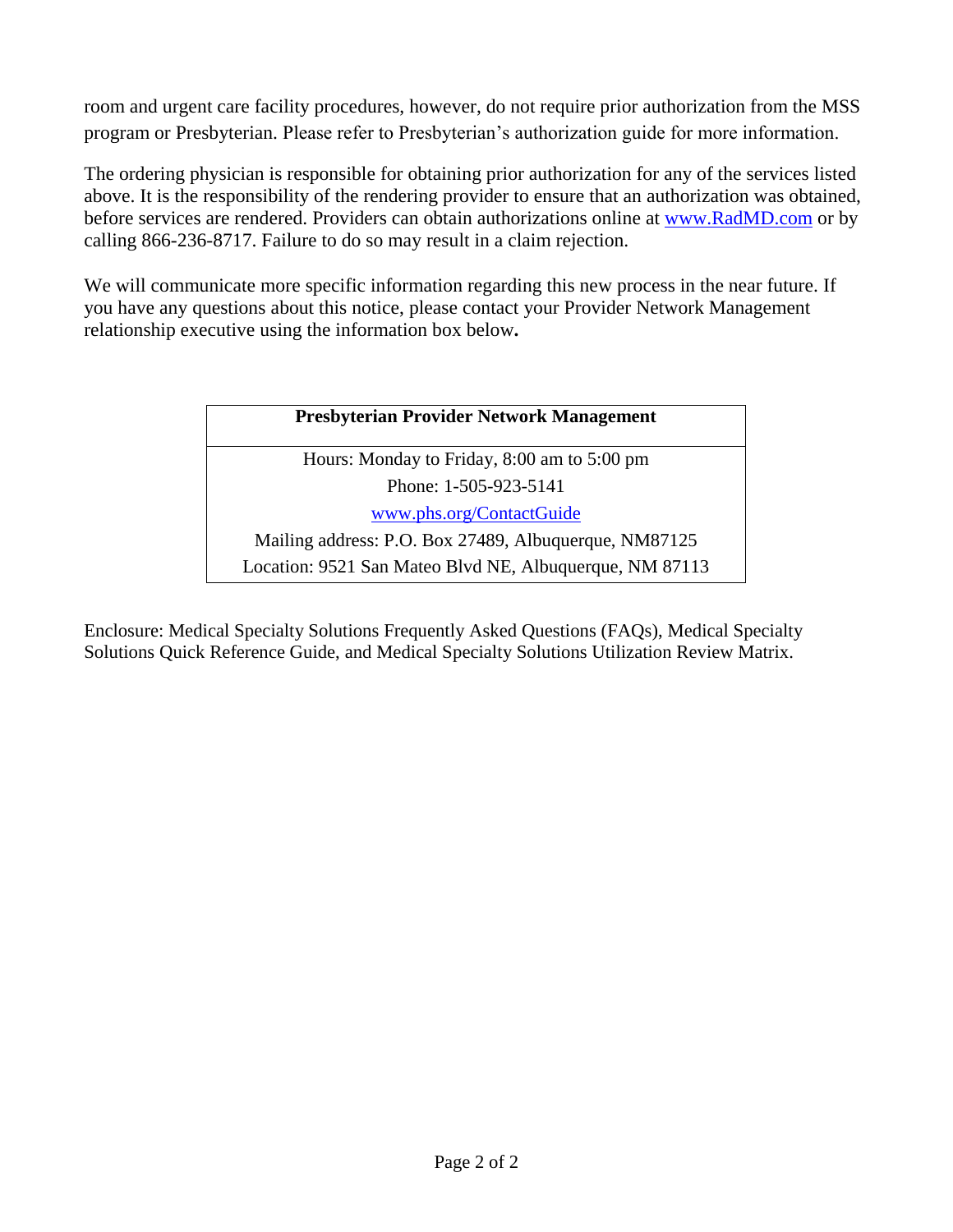room and urgent care facility procedures, however, do not require prior authorization from the MSS program or Presbyterian. Please refer to Presbyterian's authorization guide for more information.

The ordering physician is responsible for obtaining prior authorization for any of the services listed above. It is the responsibility of the rendering provider to ensure that an authorization was obtained, before services are rendered. Providers can obtain authorizations online at www.RadMD.com or by calling 866-236-8717. Failure to do so may result in a claim rejection.

We will communicate more specific information regarding this new process in the near future. If you have any questions about this notice, please contact your Provider Network Management relationship executive using the information box below**.**

| **Presbyterian Provider Network Management** |
|---|
| Hours: Monday to Friday, 8:00 am to 5:00 pm<br>Phone: 1-505-923-5141<br>www.phs.org/ContactGuide<br>Mailing address: P.O. Box 27489, Albuquerque, NM87125<br>Location: 9521 San Mateo Blvd NE, Albuquerque, NM 87113 |

Enclosure: Medical Specialty Solutions Frequently Asked Questions (FAQs), Medical Specialty Solutions Quick Reference Guide, and Medical Specialty Solutions Utilization Review Matrix.